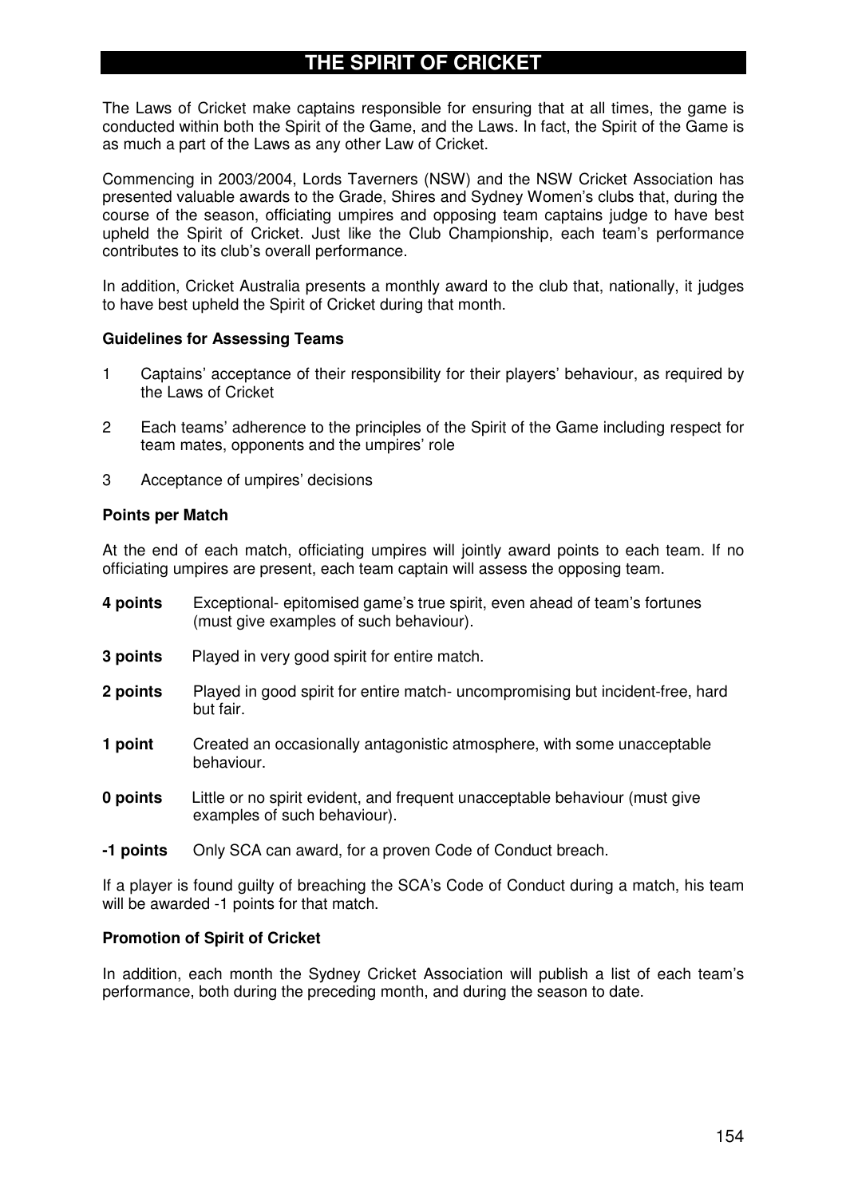# THE SPIRIT OF CRICKET

The Laws of Cricket make captains responsible for ensuring that at all times, the game is conducted within both the Spirit of the Game, and the Laws. In fact, the Spirit of the Game is as much a part of the Laws as any other Law of Cricket.

Commencing in 2003/2004, Lords Taverners (NSW) and the NSW Cricket Association has presented valuable awards to the Grade, Shires and Sydney Women's clubs that, during the course of the season, officiating umpires and opposing team captains judge to have best upheld the Spirit of Cricket. Just like the Club Championship, each team's performance contributes to its club's overall performance.

In addition, Cricket Australia presents a monthly award to the club that, nationally, it judges to have best upheld the Spirit of Cricket during that month.

**Guidelines for Assessing Teams**

1 Captains' acceptance of their responsibility for their players' behaviour, as required by the Laws of Cricket

2 Each teams' adherence to the principles of the Spirit of the Game including respect for team mates, opponents and the umpires' role

3 Acceptance of umpires' decisions

**Points per Match**

At the end of each match, officiating umpires will jointly award points to each team. If no officiating umpires are present, each team captain will assess the opposing team.

**4 points** Exceptional- epitomised game's true spirit, even ahead of team's fortunes (must give examples of such behaviour).

**3 points** Played in very good spirit for entire match.

**2 points** Played in good spirit for entire match- uncompromising but incident-free, hard but fair.

**1 point** Created an occasionally antagonistic atmosphere, with some unacceptable behaviour.

**0 points** Little or no spirit evident, and frequent unacceptable behaviour (must give examples of such behaviour).

**-1 points** Only SCA can award, for a proven Code of Conduct breach.

If a player is found guilty of breaching the SCA's Code of Conduct during a match, his team will be awarded -1 points for that match.

**Promotion of Spirit of Cricket**

In addition, each month the Sydney Cricket Association will publish a list of each team's performance, both during the preceding month, and during the season to date.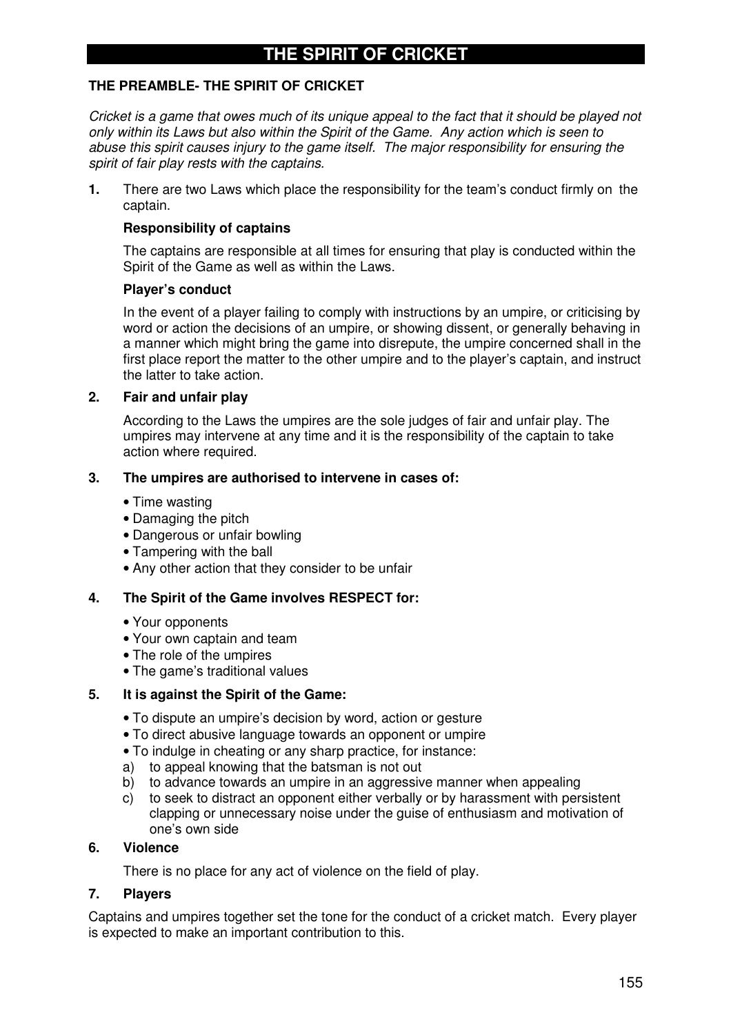# THE SPIRIT OF CRICKET

### THE PREAMBLE- THE SPIRIT OF CRICKET

*Cricket is a game that owes much of its unique appeal to the fact that it should be played not only within its Laws but also within the Spirit of the Game. Any action which is seen to abuse this spirit causes injury to the game itself. The major responsibility for ensuring the spirit of fair play rests with the captains.*

**1.** There are two Laws which place the responsibility for the team's conduct firmly on the captain.

**Responsibility of captains**

The captains are responsible at all times for ensuring that play is conducted within the Spirit of the Game as well as within the Laws.

**Player's conduct**

In the event of a player failing to comply with instructions by an umpire, or criticising by word or action the decisions of an umpire, or showing dissent, or generally behaving in a manner which might bring the game into disrepute, the umpire concerned shall in the first place report the matter to the other umpire and to the player's captain, and instruct the latter to take action.

**2. Fair and unfair play**

According to the Laws the umpires are the sole judges of fair and unfair play. The umpires may intervene at any time and it is the responsibility of the captain to take action where required.

**3. The umpires are authorised to intervene in cases of:**

- Time wasting
- Damaging the pitch
- Dangerous or unfair bowling
- Tampering with the ball
- Any other action that they consider to be unfair

**4. The Spirit of the Game involves RESPECT for:**

- Your opponents
- Your own captain and team
- The role of the umpires
- The game's traditional values

**5. It is against the Spirit of the Game:**

- To dispute an umpire's decision by word, action or gesture
- To direct abusive language towards an opponent or umpire
- To indulge in cheating or any sharp practice, for instance:

a) to appeal knowing that the batsman is not out
b) to advance towards an umpire in an aggressive manner when appealing
c) to seek to distract an opponent either verbally or by harassment with persistent clapping or unnecessary noise under the guise of enthusiasm and motivation of one's own side

**6. Violence**

There is no place for any act of violence on the field of play.

**7. Players**

Captains and umpires together set the tone for the conduct of a cricket match. Every player is expected to make an important contribution to this.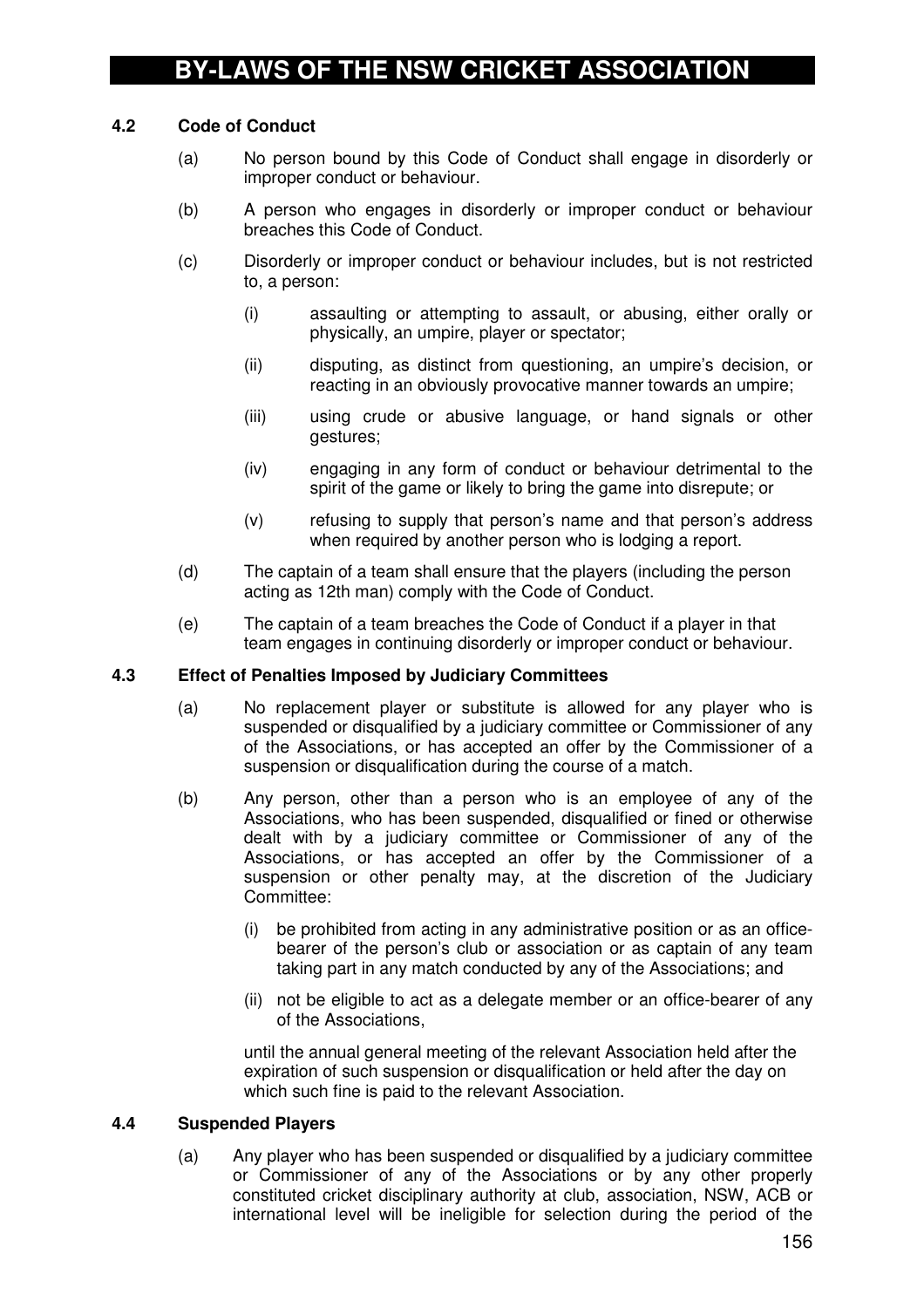### 4.2 Code of Conduct

(a) No person bound by this Code of Conduct shall engage in disorderly or improper conduct or behaviour.

(b) A person who engages in disorderly or improper conduct or behaviour breaches this Code of Conduct.

(c) Disorderly or improper conduct or behaviour includes, but is not restricted to, a person:

   (i) assaulting or attempting to assault, or abusing, either orally or physically, an umpire, player or spectator;

   (ii) disputing, as distinct from questioning, an umpire's decision, or reacting in an obviously provocative manner towards an umpire;

   (iii) using crude or abusive language, or hand signals or other gestures;

   (iv) engaging in any form of conduct or behaviour detrimental to the spirit of the game or likely to bring the game into disrepute; or

   (v) refusing to supply that person's name and that person's address when required by another person who is lodging a report.

(d) The captain of a team shall ensure that the players (including the person acting as 12th man) comply with the Code of Conduct.

(e) The captain of a team breaches the Code of Conduct if a player in that team engages in continuing disorderly or improper conduct or behaviour.

### 4.3 Effect of Penalties Imposed by Judiciary Committees

(a) No replacement player or substitute is allowed for any player who is suspended or disqualified by a judiciary committee or Commissioner of any of the Associations, or has accepted an offer by the Commissioner of a suspension or disqualification during the course of a match.

(b) Any person, other than a person who is an employee of any of the Associations, who has been suspended, disqualified or fined or otherwise dealt with by a judiciary committee or Commissioner of any of the Associations, or has accepted an offer by the Commissioner of a suspension or other penalty may, at the discretion of the Judiciary Committee:

   (i) be prohibited from acting in any administrative position or as an office-bearer of the person's club or association or as captain of any team taking part in any match conducted by any of the Associations; and

   (ii) not be eligible to act as a delegate member or an office-bearer of any of the Associations,

   until the annual general meeting of the relevant Association held after the expiration of such suspension or disqualification or held after the day on which such fine is paid to the relevant Association.

### 4.4 Suspended Players

(a) Any player who has been suspended or disqualified by a judiciary committee or Commissioner of any of the Associations or by any other properly constituted cricket disciplinary authority at club, association, NSW, ACB or international level will be ineligible for selection during the period of the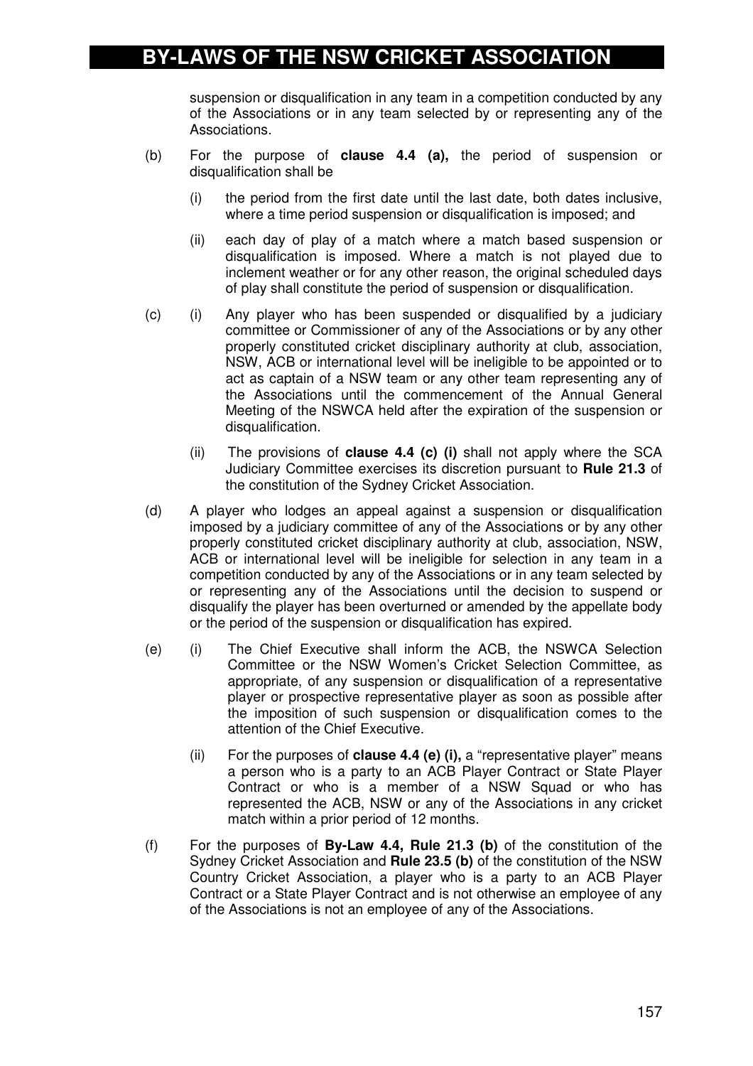suspension or disqualification in any team in a competition conducted by any of the Associations or in any team selected by or representing any of the Associations.

(b) For the purpose of **clause 4.4 (a),** the period of suspension or disqualification shall be

(i) the period from the first date until the last date, both dates inclusive, where a time period suspension or disqualification is imposed; and

(ii) each day of play of a match where a match based suspension or disqualification is imposed. Where a match is not played due to inclement weather or for any other reason, the original scheduled days of play shall constitute the period of suspension or disqualification.

(c) (i) Any player who has been suspended or disqualified by a judiciary committee or Commissioner of any of the Associations or by any other properly constituted cricket disciplinary authority at club, association, NSW, ACB or international level will be ineligible to be appointed or to act as captain of a NSW team or any other team representing any of the Associations until the commencement of the Annual General Meeting of the NSWCA held after the expiration of the suspension or disqualification.

(ii) The provisions of **clause 4.4 (c) (i)** shall not apply where the SCA Judiciary Committee exercises its discretion pursuant to **Rule 21.3** of the constitution of the Sydney Cricket Association.

(d) A player who lodges an appeal against a suspension or disqualification imposed by a judiciary committee of any of the Associations or by any other properly constituted cricket disciplinary authority at club, association, NSW, ACB or international level will be ineligible for selection in any team in a competition conducted by any of the Associations or in any team selected by or representing any of the Associations until the decision to suspend or disqualify the player has been overturned or amended by the appellate body or the period of the suspension or disqualification has expired.

(e) (i) The Chief Executive shall inform the ACB, the NSWCA Selection Committee or the NSW Women's Cricket Selection Committee, as appropriate, of any suspension or disqualification of a representative player or prospective representative player as soon as possible after the imposition of such suspension or disqualification comes to the attention of the Chief Executive.

(ii) For the purposes of **clause 4.4 (e) (i),** a "representative player" means a person who is a party to an ACB Player Contract or State Player Contract or who is a member of a NSW Squad or who has represented the ACB, NSW or any of the Associations in any cricket match within a prior period of 12 months.

(f) For the purposes of **By-Law 4.4, Rule 21.3 (b)** of the constitution of the Sydney Cricket Association and **Rule 23.5 (b)** of the constitution of the NSW Country Cricket Association, a player who is a party to an ACB Player Contract or a State Player Contract and is not otherwise an employee of any of the Associations is not an employee of any of the Associations.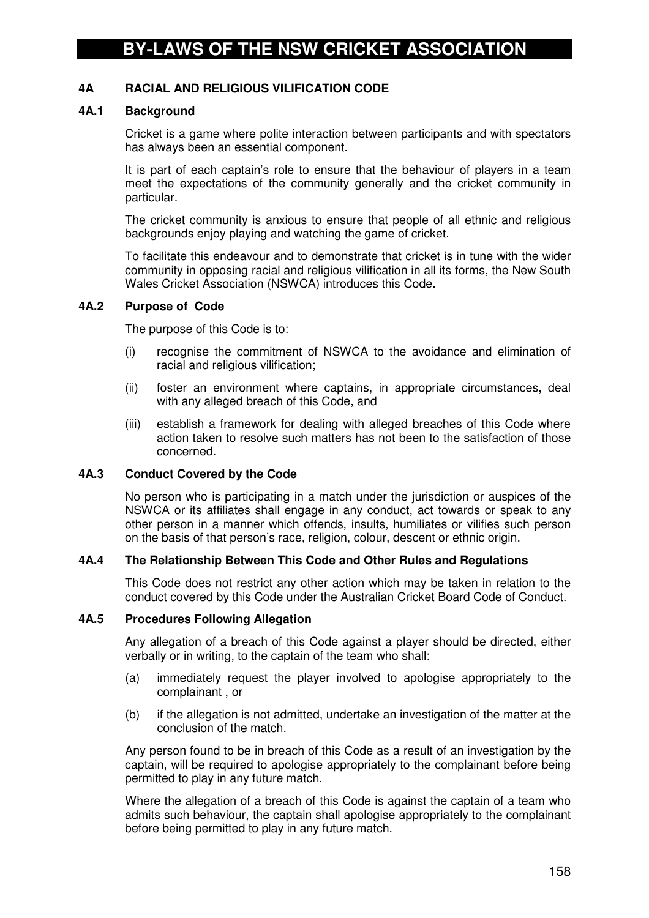# BY-LAWS OF THE NSW CRICKET ASSOCIATION

## 4A RACIAL AND RELIGIOUS VILIFICATION CODE

### 4A.1 Background

Cricket is a game where polite interaction between participants and with spectators has always been an essential component.

It is part of each captain's role to ensure that the behaviour of players in a team meet the expectations of the community generally and the cricket community in particular.

The cricket community is anxious to ensure that people of all ethnic and religious backgrounds enjoy playing and watching the game of cricket.

To facilitate this endeavour and to demonstrate that cricket is in tune with the wider community in opposing racial and religious vilification in all its forms, the New South Wales Cricket Association (NSWCA) introduces this Code.

### 4A.2 Purpose of Code

The purpose of this Code is to:

(i) recognise the commitment of NSWCA to the avoidance and elimination of racial and religious vilification;

(ii) foster an environment where captains, in appropriate circumstances, deal with any alleged breach of this Code, and

(iii) establish a framework for dealing with alleged breaches of this Code where action taken to resolve such matters has not been to the satisfaction of those concerned.

### 4A.3 Conduct Covered by the Code

No person who is participating in a match under the jurisdiction or auspices of the NSWCA or its affiliates shall engage in any conduct, act towards or speak to any other person in a manner which offends, insults, humiliates or vilifies such person on the basis of that person's race, religion, colour, descent or ethnic origin.

### 4A.4 The Relationship Between This Code and Other Rules and Regulations

This Code does not restrict any other action which may be taken in relation to the conduct covered by this Code under the Australian Cricket Board Code of Conduct.

### 4A.5 Procedures Following Allegation

Any allegation of a breach of this Code against a player should be directed, either verbally or in writing, to the captain of the team who shall:

(a) immediately request the player involved to apologise appropriately to the complainant , or

(b) if the allegation is not admitted, undertake an investigation of the matter at the conclusion of the match.

Any person found to be in breach of this Code as a result of an investigation by the captain, will be required to apologise appropriately to the complainant before being permitted to play in any future match.

Where the allegation of a breach of this Code is against the captain of a team who admits such behaviour, the captain shall apologise appropriately to the complainant before being permitted to play in any future match.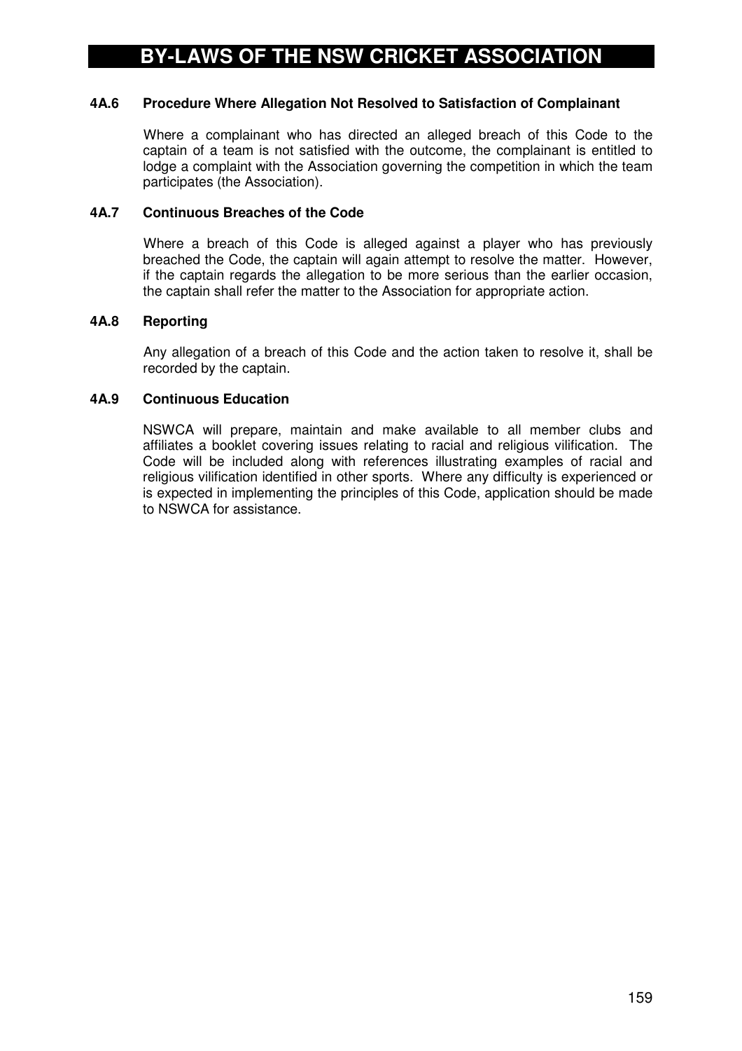### 4A.6 Procedure Where Allegation Not Resolved to Satisfaction of Complainant

Where a complainant who has directed an alleged breach of this Code to the captain of a team is not satisfied with the outcome, the complainant is entitled to lodge a complaint with the Association governing the competition in which the team participates (the Association).

### 4A.7 Continuous Breaches of the Code

Where a breach of this Code is alleged against a player who has previously breached the Code, the captain will again attempt to resolve the matter. However, if the captain regards the allegation to be more serious than the earlier occasion, the captain shall refer the matter to the Association for appropriate action.

### 4A.8 Reporting

Any allegation of a breach of this Code and the action taken to resolve it, shall be recorded by the captain.

### 4A.9 Continuous Education

NSWCA will prepare, maintain and make available to all member clubs and affiliates a booklet covering issues relating to racial and religious vilification. The Code will be included along with references illustrating examples of racial and religious vilification identified in other sports. Where any difficulty is experienced or is expected in implementing the principles of this Code, application should be made to NSWCA for assistance.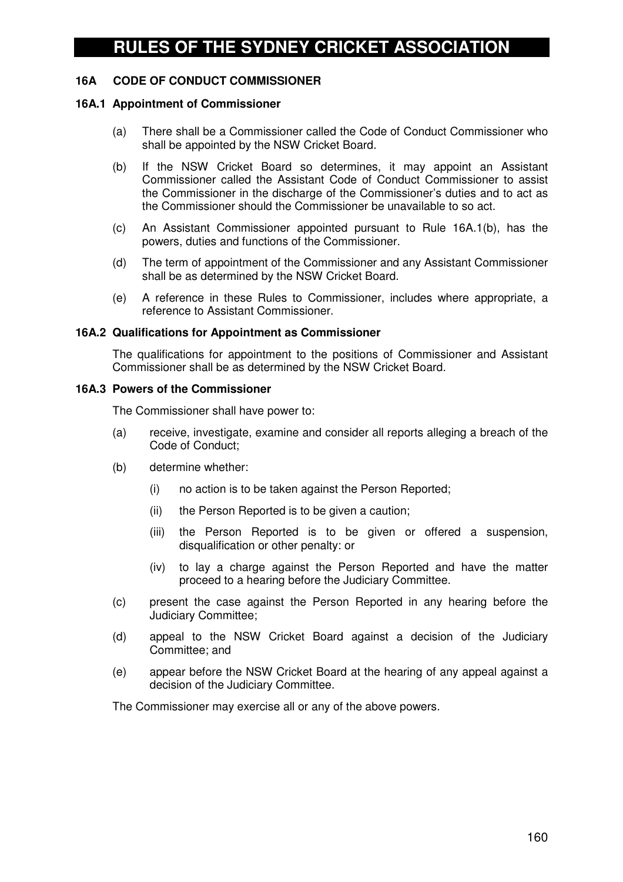# RULES OF THE SYDNEY CRICKET ASSOCIATION

## 16A CODE OF CONDUCT COMMISSIONER

### 16A.1 Appointment of Commissioner

(a) There shall be a Commissioner called the Code of Conduct Commissioner who shall be appointed by the NSW Cricket Board.

(b) If the NSW Cricket Board so determines, it may appoint an Assistant Commissioner called the Assistant Code of Conduct Commissioner to assist the Commissioner in the discharge of the Commissioner's duties and to act as the Commissioner should the Commissioner be unavailable to so act.

(c) An Assistant Commissioner appointed pursuant to Rule 16A.1(b), has the powers, duties and functions of the Commissioner.

(d) The term of appointment of the Commissioner and any Assistant Commissioner shall be as determined by the NSW Cricket Board.

(e) A reference in these Rules to Commissioner, includes where appropriate, a reference to Assistant Commissioner.

### 16A.2 Qualifications for Appointment as Commissioner

The qualifications for appointment to the positions of Commissioner and Assistant Commissioner shall be as determined by the NSW Cricket Board.

### 16A.3 Powers of the Commissioner

The Commissioner shall have power to:

(a) receive, investigate, examine and consider all reports alleging a breach of the Code of Conduct;

(b) determine whether:

  (i) no action is to be taken against the Person Reported;

  (ii) the Person Reported is to be given a caution;

  (iii) the Person Reported is to be given or offered a suspension, disqualification or other penalty: or

  (iv) to lay a charge against the Person Reported and have the matter proceed to a hearing before the Judiciary Committee.

(c) present the case against the Person Reported in any hearing before the Judiciary Committee;

(d) appeal to the NSW Cricket Board against a decision of the Judiciary Committee; and

(e) appear before the NSW Cricket Board at the hearing of any appeal against a decision of the Judiciary Committee.

The Commissioner may exercise all or any of the above powers.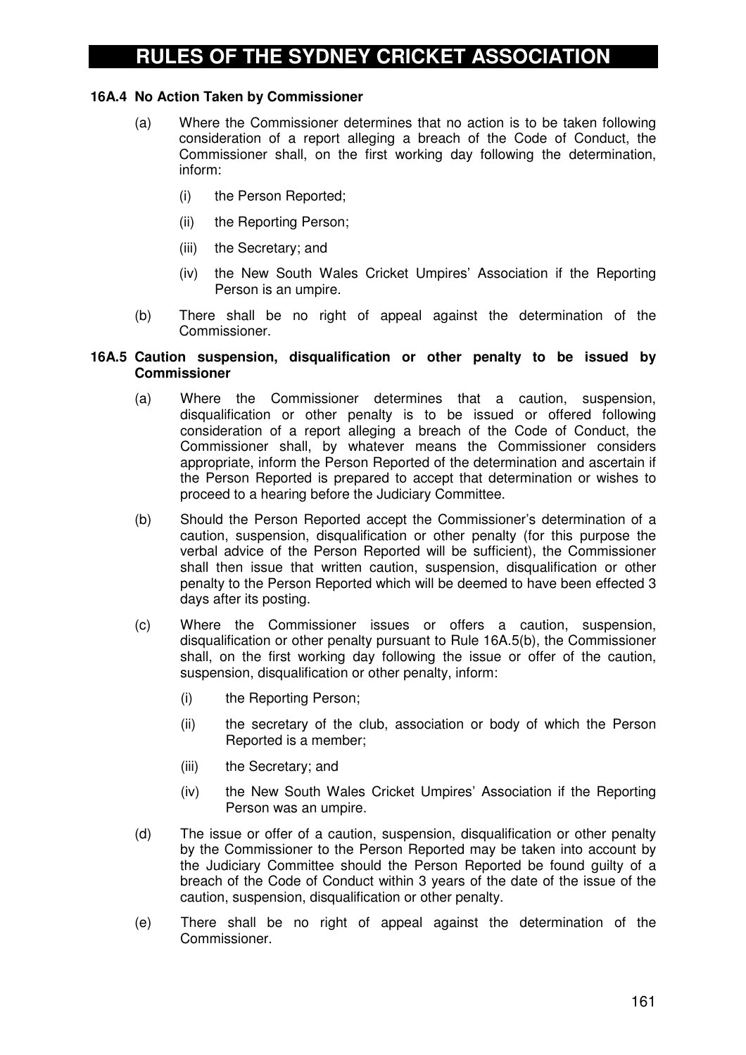#### 16A.4 No Action Taken by Commissioner

(a) Where the Commissioner determines that no action is to be taken following consideration of a report alleging a breach of the Code of Conduct, the Commissioner shall, on the first working day following the determination, inform:

   (i) the Person Reported;

   (ii) the Reporting Person;

   (iii) the Secretary; and

   (iv) the New South Wales Cricket Umpires' Association if the Reporting Person is an umpire.

(b) There shall be no right of appeal against the determination of the Commissioner.

#### 16A.5 Caution suspension, disqualification or other penalty to be issued by Commissioner

(a) Where the Commissioner determines that a caution, suspension, disqualification or other penalty is to be issued or offered following consideration of a report alleging a breach of the Code of Conduct, the Commissioner shall, by whatever means the Commissioner considers appropriate, inform the Person Reported of the determination and ascertain if the Person Reported is prepared to accept that determination or wishes to proceed to a hearing before the Judiciary Committee.

(b) Should the Person Reported accept the Commissioner's determination of a caution, suspension, disqualification or other penalty (for this purpose the verbal advice of the Person Reported will be sufficient), the Commissioner shall then issue that written caution, suspension, disqualification or other penalty to the Person Reported which will be deemed to have been effected 3 days after its posting.

(c) Where the Commissioner issues or offers a caution, suspension, disqualification or other penalty pursuant to Rule 16A.5(b), the Commissioner shall, on the first working day following the issue or offer of the caution, suspension, disqualification or other penalty, inform:

   (i) the Reporting Person;

   (ii) the secretary of the club, association or body of which the Person Reported is a member;

   (iii) the Secretary; and

   (iv) the New South Wales Cricket Umpires' Association if the Reporting Person was an umpire.

(d) The issue or offer of a caution, suspension, disqualification or other penalty by the Commissioner to the Person Reported may be taken into account by the Judiciary Committee should the Person Reported be found guilty of a breach of the Code of Conduct within 3 years of the date of the issue of the caution, suspension, disqualification or other penalty.

(e) There shall be no right of appeal against the determination of the Commissioner.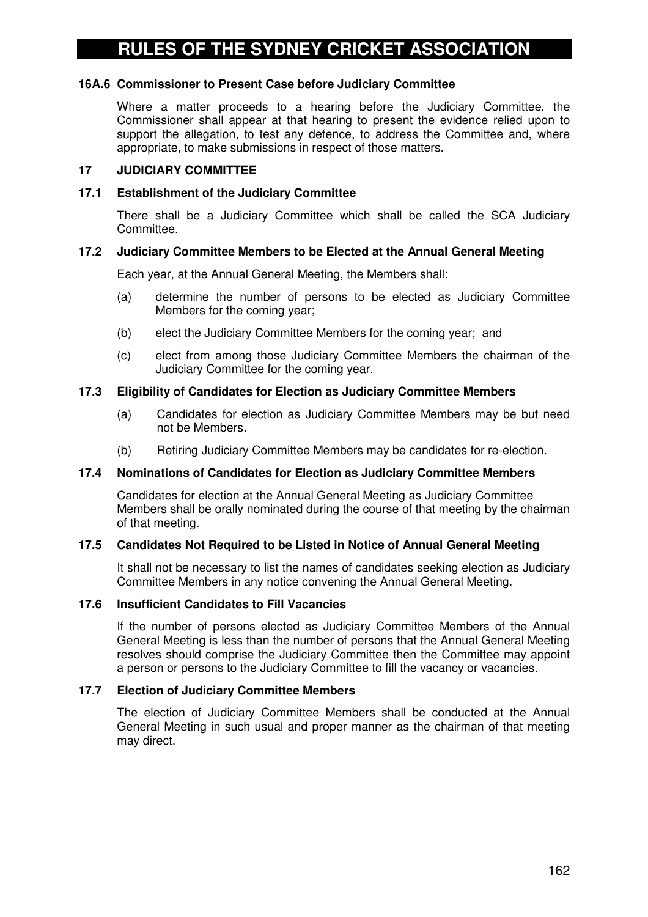### 16A.6 Commissioner to Present Case before Judiciary Committee

Where a matter proceeds to a hearing before the Judiciary Committee, the Commissioner shall appear at that hearing to present the evidence relied upon to support the allegation, to test any defence, to address the Committee and, where appropriate, to make submissions in respect of those matters.

## 17 JUDICIARY COMMITTEE

### 17.1 Establishment of the Judiciary Committee

There shall be a Judiciary Committee which shall be called the SCA Judiciary Committee.

### 17.2 Judiciary Committee Members to be Elected at the Annual General Meeting

Each year, at the Annual General Meeting, the Members shall:

(a) determine the number of persons to be elected as Judiciary Committee Members for the coming year;

(b) elect the Judiciary Committee Members for the coming year; and

(c) elect from among those Judiciary Committee Members the chairman of the Judiciary Committee for the coming year.

### 17.3 Eligibility of Candidates for Election as Judiciary Committee Members

(a) Candidates for election as Judiciary Committee Members may be but need not be Members.

(b) Retiring Judiciary Committee Members may be candidates for re-election.

### 17.4 Nominations of Candidates for Election as Judiciary Committee Members

Candidates for election at the Annual General Meeting as Judiciary Committee Members shall be orally nominated during the course of that meeting by the chairman of that meeting.

### 17.5 Candidates Not Required to be Listed in Notice of Annual General Meeting

It shall not be necessary to list the names of candidates seeking election as Judiciary Committee Members in any notice convening the Annual General Meeting.

### 17.6 Insufficient Candidates to Fill Vacancies

If the number of persons elected as Judiciary Committee Members of the Annual General Meeting is less than the number of persons that the Annual General Meeting resolves should comprise the Judiciary Committee then the Committee may appoint a person or persons to the Judiciary Committee to fill the vacancy or vacancies.

### 17.7 Election of Judiciary Committee Members

The election of Judiciary Committee Members shall be conducted at the Annual General Meeting in such usual and proper manner as the chairman of that meeting may direct.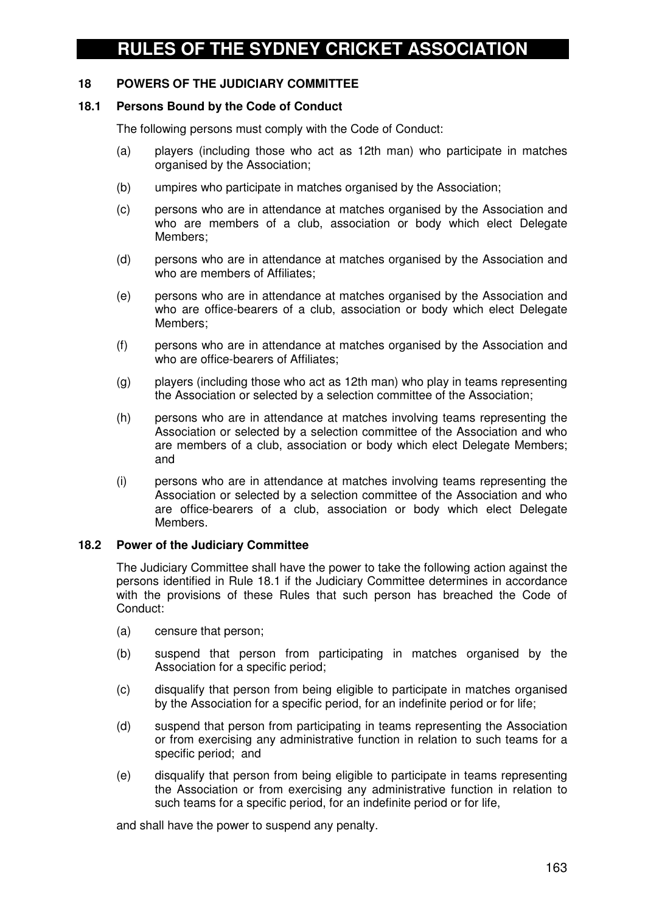## 18 POWERS OF THE JUDICIARY COMMITTEE

### 18.1 Persons Bound by the Code of Conduct

The following persons must comply with the Code of Conduct:

(a) players (including those who act as 12th man) who participate in matches organised by the Association;

(b) umpires who participate in matches organised by the Association;

(c) persons who are in attendance at matches organised by the Association and who are members of a club, association or body which elect Delegate Members;

(d) persons who are in attendance at matches organised by the Association and who are members of Affiliates;

(e) persons who are in attendance at matches organised by the Association and who are office-bearers of a club, association or body which elect Delegate Members;

(f) persons who are in attendance at matches organised by the Association and who are office-bearers of Affiliates;

(g) players (including those who act as 12th man) who play in teams representing the Association or selected by a selection committee of the Association;

(h) persons who are in attendance at matches involving teams representing the Association or selected by a selection committee of the Association and who are members of a club, association or body which elect Delegate Members; and

(i) persons who are in attendance at matches involving teams representing the Association or selected by a selection committee of the Association and who are office-bearers of a club, association or body which elect Delegate Members.

### 18.2 Power of the Judiciary Committee

The Judiciary Committee shall have the power to take the following action against the persons identified in Rule 18.1 if the Judiciary Committee determines in accordance with the provisions of these Rules that such person has breached the Code of Conduct:

(a) censure that person;

(b) suspend that person from participating in matches organised by the Association for a specific period;

(c) disqualify that person from being eligible to participate in matches organised by the Association for a specific period, for an indefinite period or for life;

(d) suspend that person from participating in teams representing the Association or from exercising any administrative function in relation to such teams for a specific period; and

(e) disqualify that person from being eligible to participate in teams representing the Association or from exercising any administrative function in relation to such teams for a specific period, for an indefinite period or for life,

and shall have the power to suspend any penalty.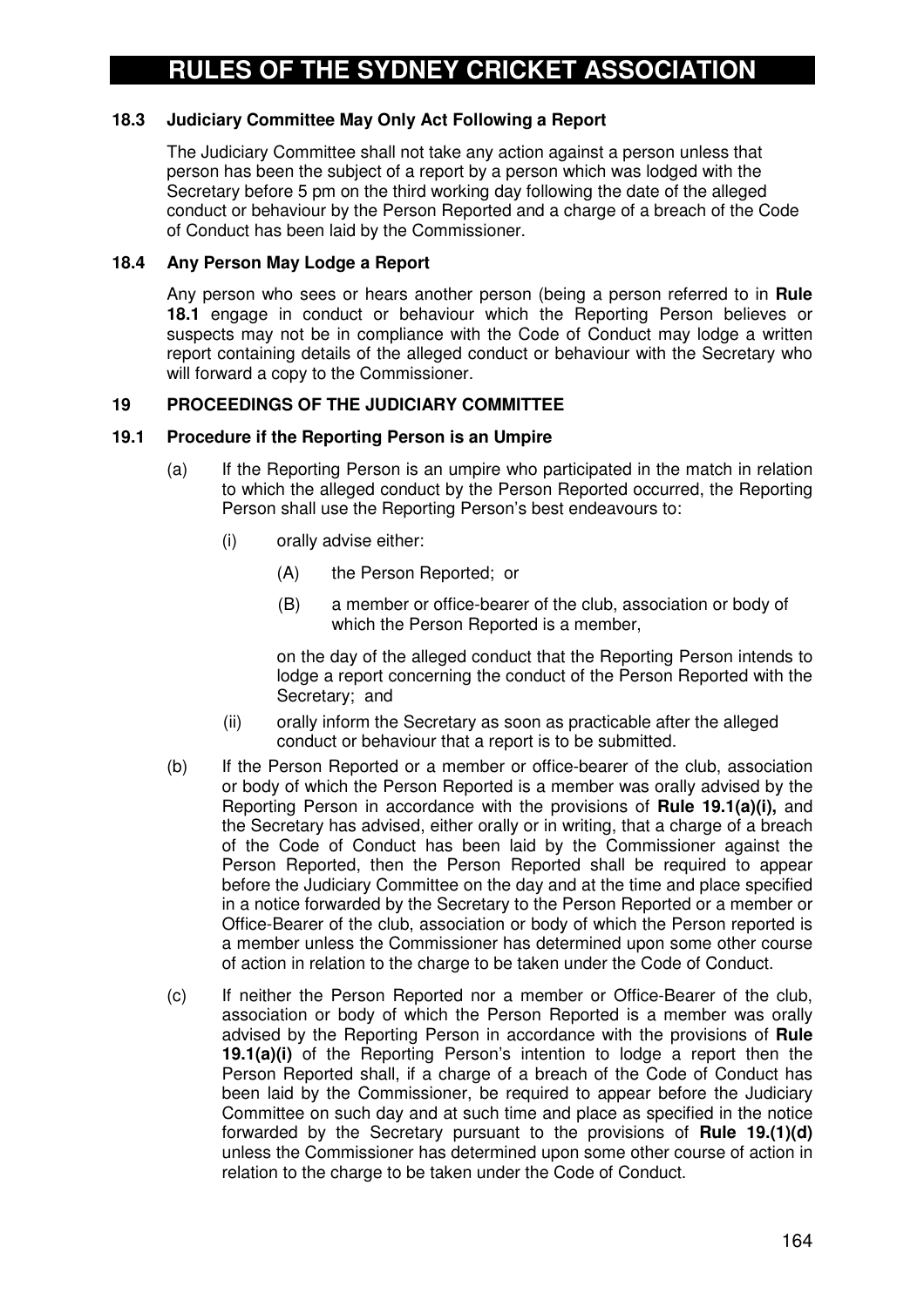### 18.3 Judiciary Committee May Only Act Following a Report

The Judiciary Committee shall not take any action against a person unless that person has been the subject of a report by a person which was lodged with the Secretary before 5 pm on the third working day following the date of the alleged conduct or behaviour by the Person Reported and a charge of a breach of the Code of Conduct has been laid by the Commissioner.

### 18.4 Any Person May Lodge a Report

Any person who sees or hears another person (being a person referred to in **Rule 18.1** engage in conduct or behaviour which the Reporting Person believes or suspects may not be in compliance with the Code of Conduct may lodge a written report containing details of the alleged conduct or behaviour with the Secretary who will forward a copy to the Commissioner.

## 19 PROCEEDINGS OF THE JUDICIARY COMMITTEE

### 19.1 Procedure if the Reporting Person is an Umpire

(a) If the Reporting Person is an umpire who participated in the match in relation to which the alleged conduct by the Person Reported occurred, the Reporting Person shall use the Reporting Person's best endeavours to:

  (i) orally advise either:

    (A) the Person Reported; or

    (B) a member or office-bearer of the club, association or body of which the Person Reported is a member,

  on the day of the alleged conduct that the Reporting Person intends to lodge a report concerning the conduct of the Person Reported with the Secretary; and

  (ii) orally inform the Secretary as soon as practicable after the alleged conduct or behaviour that a report is to be submitted.

(b) If the Person Reported or a member or office-bearer of the club, association or body of which the Person Reported is a member was orally advised by the Reporting Person in accordance with the provisions of **Rule 19.1(a)(i),** and the Secretary has advised, either orally or in writing, that a charge of a breach of the Code of Conduct has been laid by the Commissioner against the Person Reported, then the Person Reported shall be required to appear before the Judiciary Committee on the day and at the time and place specified in a notice forwarded by the Secretary to the Person Reported or a member or Office-Bearer of the club, association or body of which the Person reported is a member unless the Commissioner has determined upon some other course of action in relation to the charge to be taken under the Code of Conduct.

(c) If neither the Person Reported nor a member or Office-Bearer of the club, association or body of which the Person Reported is a member was orally advised by the Reporting Person in accordance with the provisions of **Rule 19.1(a)(i)** of the Reporting Person's intention to lodge a report then the Person Reported shall, if a charge of a breach of the Code of Conduct has been laid by the Commissioner, be required to appear before the Judiciary Committee on such day and at such time and place as specified in the notice forwarded by the Secretary pursuant to the provisions of **Rule 19.(1)(d)** unless the Commissioner has determined upon some other course of action in relation to the charge to be taken under the Code of Conduct.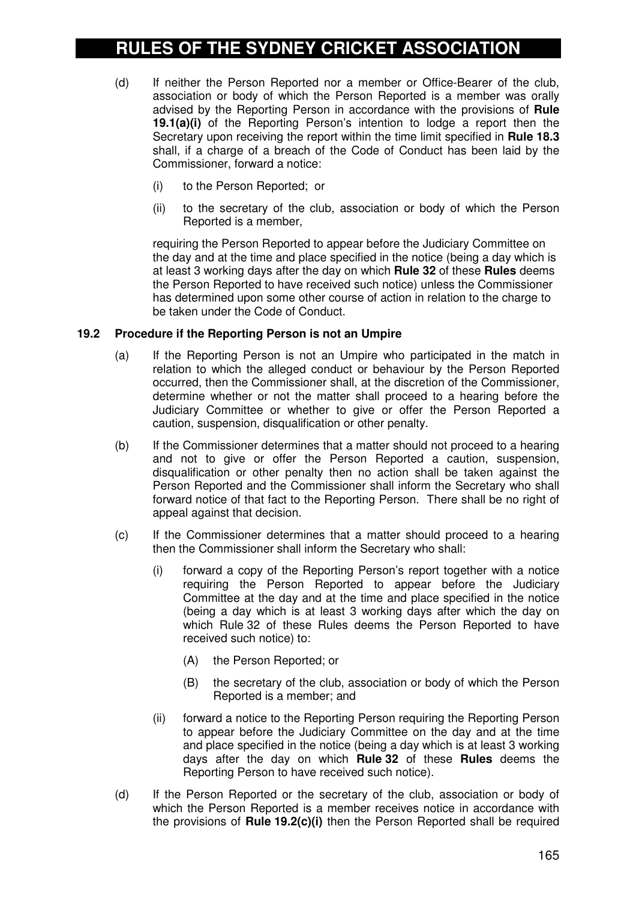(d) If neither the Person Reported nor a member or Office-Bearer of the club, association or body of which the Person Reported is a member was orally advised by the Reporting Person in accordance with the provisions of **Rule 19.1(a)(i)** of the Reporting Person's intention to lodge a report then the Secretary upon receiving the report within the time limit specified in **Rule 18.3** shall, if a charge of a breach of the Code of Conduct has been laid by the Commissioner, forward a notice:

(i) to the Person Reported; or

(ii) to the secretary of the club, association or body of which the Person Reported is a member,

requiring the Person Reported to appear before the Judiciary Committee on the day and at the time and place specified in the notice (being a day which is at least 3 working days after the day on which **Rule 32** of these **Rules** deems the Person Reported to have received such notice) unless the Commissioner has determined upon some other course of action in relation to the charge to be taken under the Code of Conduct.

**19.2 Procedure if the Reporting Person is not an Umpire**

(a) If the Reporting Person is not an Umpire who participated in the match in relation to which the alleged conduct or behaviour by the Person Reported occurred, then the Commissioner shall, at the discretion of the Commissioner, determine whether or not the matter shall proceed to a hearing before the Judiciary Committee or whether to give or offer the Person Reported a caution, suspension, disqualification or other penalty.

(b) If the Commissioner determines that a matter should not proceed to a hearing and not to give or offer the Person Reported a caution, suspension, disqualification or other penalty then no action shall be taken against the Person Reported and the Commissioner shall inform the Secretary who shall forward notice of that fact to the Reporting Person. There shall be no right of appeal against that decision.

(c) If the Commissioner determines that a matter should proceed to a hearing then the Commissioner shall inform the Secretary who shall:

(i) forward a copy of the Reporting Person's report together with a notice requiring the Person Reported to appear before the Judiciary Committee at the day and at the time and place specified in the notice (being a day which is at least 3 working days after which the day on which Rule 32 of these Rules deems the Person Reported to have received such notice) to:

(A) the Person Reported; or

(B) the secretary of the club, association or body of which the Person Reported is a member; and

(ii) forward a notice to the Reporting Person requiring the Reporting Person to appear before the Judiciary Committee on the day and at the time and place specified in the notice (being a day which is at least 3 working days after the day on which **Rule 32** of these **Rules** deems the Reporting Person to have received such notice).

(d) If the Person Reported or the secretary of the club, association or body of which the Person Reported is a member receives notice in accordance with the provisions of **Rule 19.2(c)(i)** then the Person Reported shall be required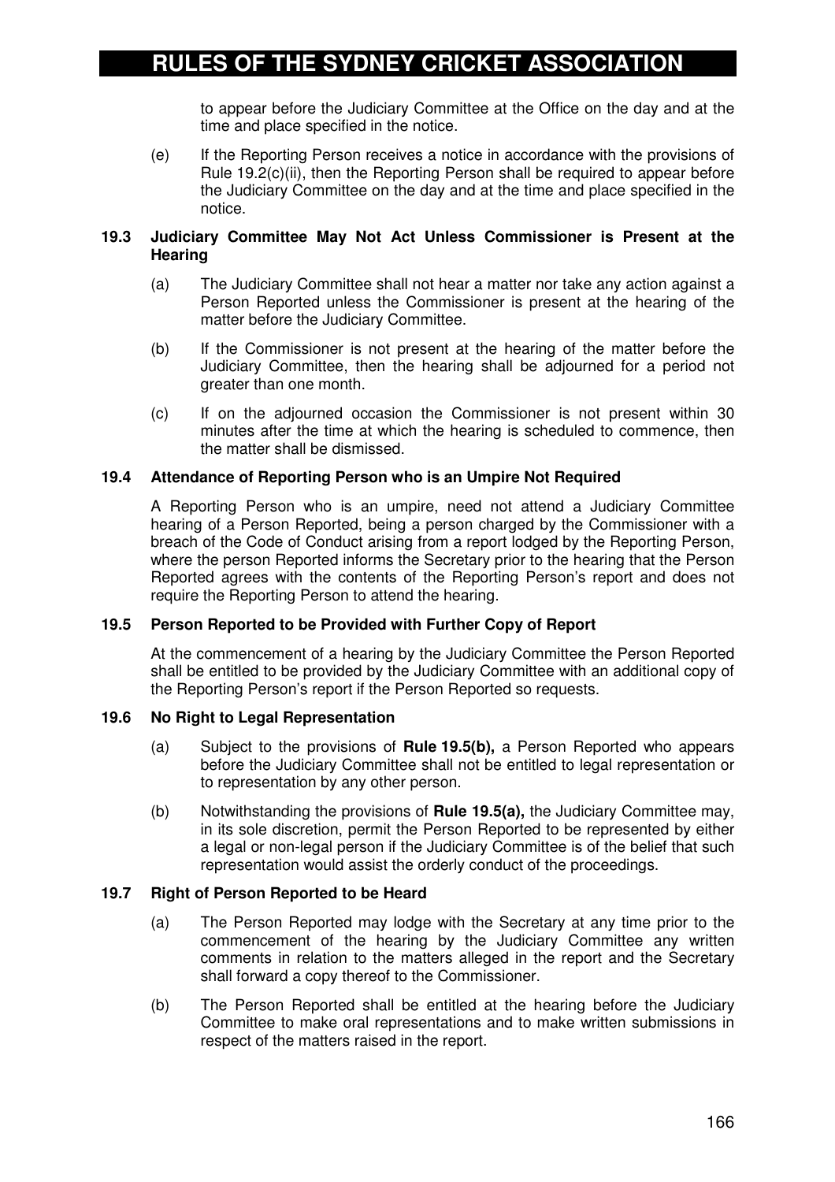to appear before the Judiciary Committee at the Office on the day and at the time and place specified in the notice.

(e) If the Reporting Person receives a notice in accordance with the provisions of Rule 19.2(c)(ii), then the Reporting Person shall be required to appear before the Judiciary Committee on the day and at the time and place specified in the notice.

### 19.3 Judiciary Committee May Not Act Unless Commissioner is Present at the Hearing

(a) The Judiciary Committee shall not hear a matter nor take any action against a Person Reported unless the Commissioner is present at the hearing of the matter before the Judiciary Committee.

(b) If the Commissioner is not present at the hearing of the matter before the Judiciary Committee, then the hearing shall be adjourned for a period not greater than one month.

(c) If on the adjourned occasion the Commissioner is not present within 30 minutes after the time at which the hearing is scheduled to commence, then the matter shall be dismissed.

### 19.4 Attendance of Reporting Person who is an Umpire Not Required

A Reporting Person who is an umpire, need not attend a Judiciary Committee hearing of a Person Reported, being a person charged by the Commissioner with a breach of the Code of Conduct arising from a report lodged by the Reporting Person, where the person Reported informs the Secretary prior to the hearing that the Person Reported agrees with the contents of the Reporting Person's report and does not require the Reporting Person to attend the hearing.

### 19.5 Person Reported to be Provided with Further Copy of Report

At the commencement of a hearing by the Judiciary Committee the Person Reported shall be entitled to be provided by the Judiciary Committee with an additional copy of the Reporting Person's report if the Person Reported so requests.

### 19.6 No Right to Legal Representation

(a) Subject to the provisions of **Rule 19.5(b),** a Person Reported who appears before the Judiciary Committee shall not be entitled to legal representation or to representation by any other person.

(b) Notwithstanding the provisions of **Rule 19.5(a),** the Judiciary Committee may, in its sole discretion, permit the Person Reported to be represented by either a legal or non-legal person if the Judiciary Committee is of the belief that such representation would assist the orderly conduct of the proceedings.

### 19.7 Right of Person Reported to be Heard

(a) The Person Reported may lodge with the Secretary at any time prior to the commencement of the hearing by the Judiciary Committee any written comments in relation to the matters alleged in the report and the Secretary shall forward a copy thereof to the Commissioner.

(b) The Person Reported shall be entitled at the hearing before the Judiciary Committee to make oral representations and to make written submissions in respect of the matters raised in the report.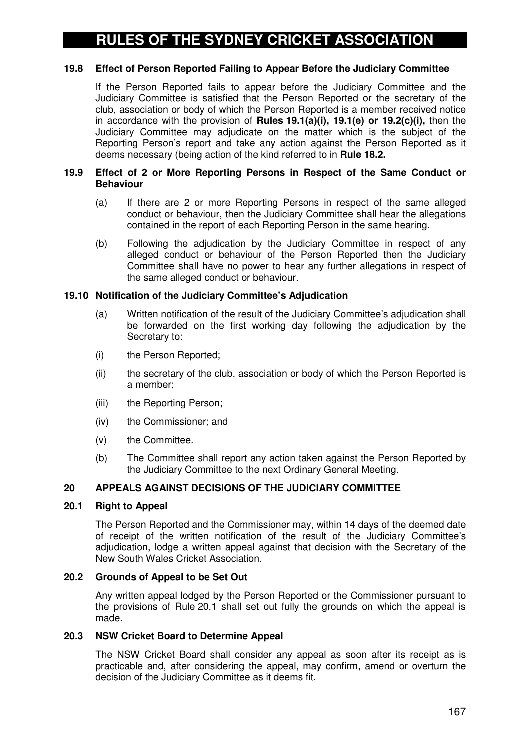### 19.8 Effect of Person Reported Failing to Appear Before the Judiciary Committee

If the Person Reported fails to appear before the Judiciary Committee and the Judiciary Committee is satisfied that the Person Reported or the secretary of the club, association or body of which the Person Reported is a member received notice in accordance with the provision of **Rules 19.1(a)(i), 19.1(e) or 19.2(c)(i),** then the Judiciary Committee may adjudicate on the matter which is the subject of the Reporting Person's report and take any action against the Person Reported as it deems necessary (being action of the kind referred to in **Rule 18.2.**

### 19.9 Effect of 2 or More Reporting Persons in Respect of the Same Conduct or Behaviour

(a) If there are 2 or more Reporting Persons in respect of the same alleged conduct or behaviour, then the Judiciary Committee shall hear the allegations contained in the report of each Reporting Person in the same hearing.

(b) Following the adjudication by the Judiciary Committee in respect of any alleged conduct or behaviour of the Person Reported then the Judiciary Committee shall have no power to hear any further allegations in respect of the same alleged conduct or behaviour.

### 19.10 Notification of the Judiciary Committee's Adjudication

(a) Written notification of the result of the Judiciary Committee's adjudication shall be forwarded on the first working day following the adjudication by the Secretary to:

(i) the Person Reported;

(ii) the secretary of the club, association or body of which the Person Reported is a member;

(iii) the Reporting Person;

(iv) the Commissioner; and

(v) the Committee.

(b) The Committee shall report any action taken against the Person Reported by the Judiciary Committee to the next Ordinary General Meeting.

## 20 APPEALS AGAINST DECISIONS OF THE JUDICIARY COMMITTEE

### 20.1 Right to Appeal

The Person Reported and the Commissioner may, within 14 days of the deemed date of receipt of the written notification of the result of the Judiciary Committee's adjudication, lodge a written appeal against that decision with the Secretary of the New South Wales Cricket Association.

### 20.2 Grounds of Appeal to be Set Out

Any written appeal lodged by the Person Reported or the Commissioner pursuant to the provisions of Rule 20.1 shall set out fully the grounds on which the appeal is made.

### 20.3 NSW Cricket Board to Determine Appeal

The NSW Cricket Board shall consider any appeal as soon after its receipt as is practicable and, after considering the appeal, may confirm, amend or overturn the decision of the Judiciary Committee as it deems fit.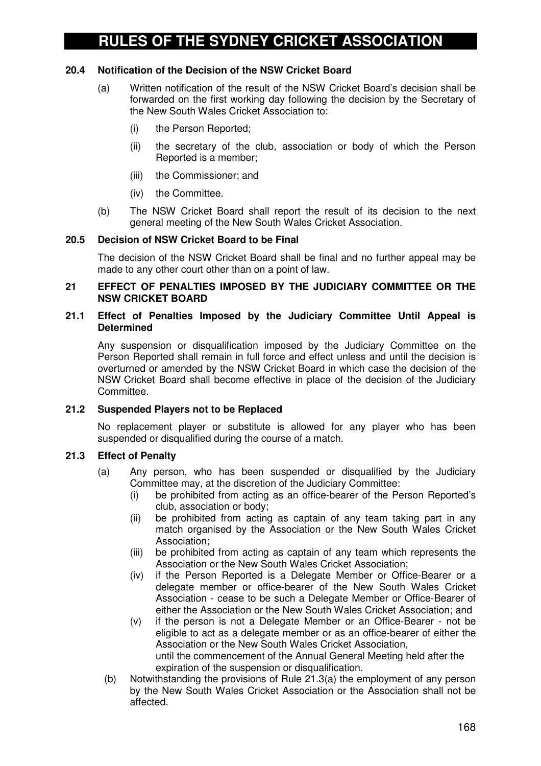#### 20.4 Notification of the Decision of the NSW Cricket Board

(a) Written notification of the result of the NSW Cricket Board's decision shall be forwarded on the first working day following the decision by the Secretary of the New South Wales Cricket Association to:

(i) the Person Reported;

(ii) the secretary of the club, association or body of which the Person Reported is a member;

(iii) the Commissioner; and

(iv) the Committee.

(b) The NSW Cricket Board shall report the result of its decision to the next general meeting of the New South Wales Cricket Association.

#### 20.5 Decision of NSW Cricket Board to be Final

The decision of the NSW Cricket Board shall be final and no further appeal may be made to any other court other than on a point of law.

### 21 EFFECT OF PENALTIES IMPOSED BY THE JUDICIARY COMMITTEE OR THE NSW CRICKET BOARD

#### 21.1 Effect of Penalties Imposed by the Judiciary Committee Until Appeal is Determined

Any suspension or disqualification imposed by the Judiciary Committee on the Person Reported shall remain in full force and effect unless and until the decision is overturned or amended by the NSW Cricket Board in which case the decision of the NSW Cricket Board shall become effective in place of the decision of the Judiciary Committee.

#### 21.2 Suspended Players not to be Replaced

No replacement player or substitute is allowed for any player who has been suspended or disqualified during the course of a match.

#### 21.3 Effect of Penalty

(a) Any person, who has been suspended or disqualified by the Judiciary Committee may, at the discretion of the Judiciary Committee:

(i) be prohibited from acting as an office-bearer of the Person Reported's club, association or body;

(ii) be prohibited from acting as captain of any team taking part in any match organised by the Association or the New South Wales Cricket Association;

(iii) be prohibited from acting as captain of any team which represents the Association or the New South Wales Cricket Association;

(iv) if the Person Reported is a Delegate Member or Office-Bearer or a delegate member or office-bearer of the New South Wales Cricket Association - cease to be such a Delegate Member or Office-Bearer of either the Association or the New South Wales Cricket Association; and

(v) if the person is not a Delegate Member or an Office-Bearer - not be eligible to act as a delegate member or as an office-bearer of either the Association or the New South Wales Cricket Association,

until the commencement of the Annual General Meeting held after the expiration of the suspension or disqualification.

(b) Notwithstanding the provisions of Rule 21.3(a) the employment of any person by the New South Wales Cricket Association or the Association shall not be affected.